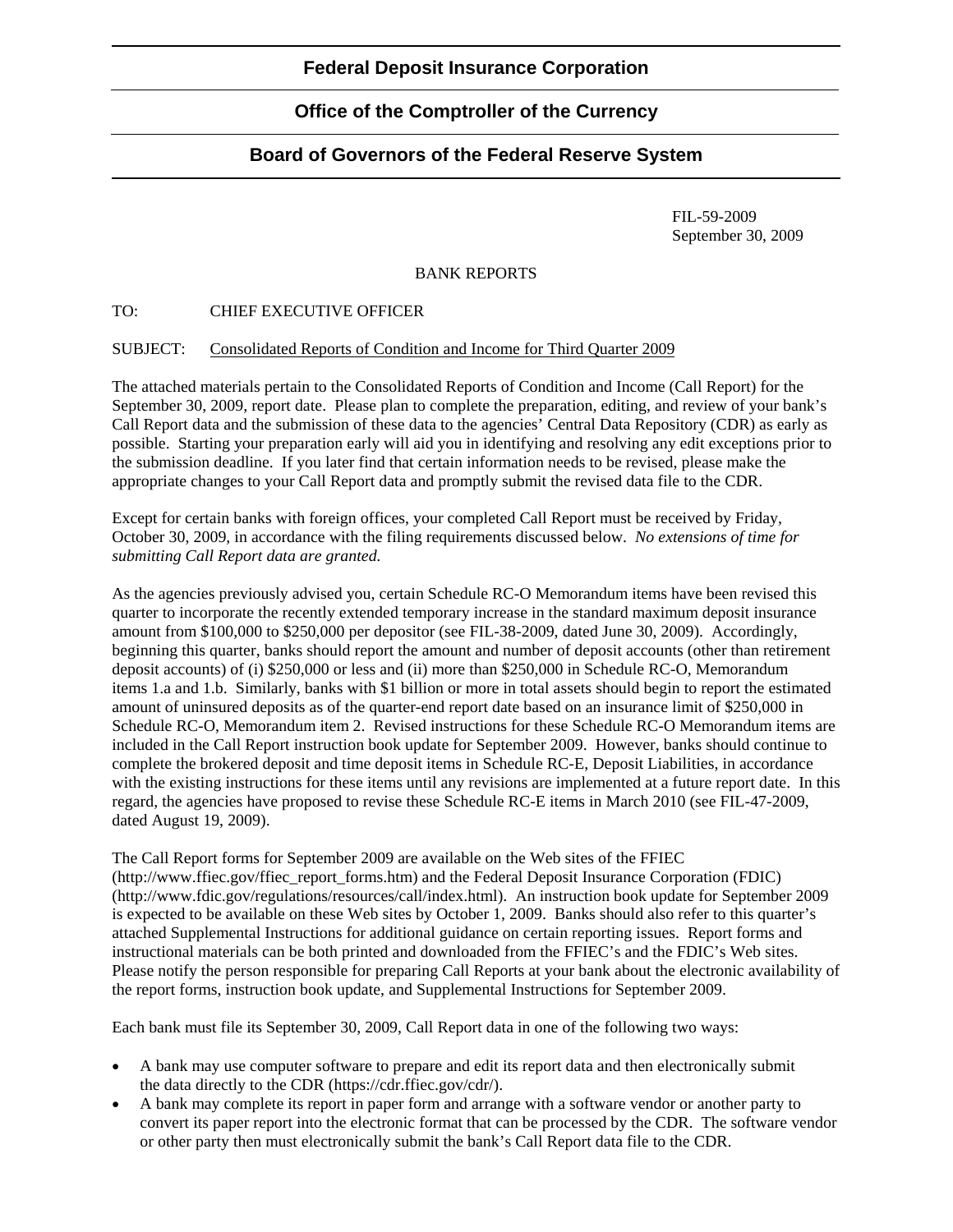## Federal Deposit Insurance Corporation

## Office of the Comptroller of the Currency

## Board of Governors of the Federal Reserve System

FIL-59-2009
September 30, 2009

BANK REPORTS

TO: CHIEF EXECUTIVE OFFICER

SUBJECT: Consolidated Reports of Condition and Income for Third Quarter 2009

The attached materials pertain to the Consolidated Reports of Condition and Income (Call Report) for the September 30, 2009, report date. Please plan to complete the preparation, editing, and review of your bank's Call Report data and the submission of these data to the agencies' Central Data Repository (CDR) as early as possible. Starting your preparation early will aid you in identifying and resolving any edit exceptions prior to the submission deadline. If you later find that certain information needs to be revised, please make the appropriate changes to your Call Report data and promptly submit the revised data file to the CDR.

Except for certain banks with foreign offices, your completed Call Report must be received by Friday, October 30, 2009, in accordance with the filing requirements discussed below. *No extensions of time for submitting Call Report data are granted.*

As the agencies previously advised you, certain Schedule RC-O Memorandum items have been revised this quarter to incorporate the recently extended temporary increase in the standard maximum deposit insurance amount from $100,000 to $250,000 per depositor (see FIL-38-2009, dated June 30, 2009). Accordingly, beginning this quarter, banks should report the amount and number of deposit accounts (other than retirement deposit accounts) of (i) $250,000 or less and (ii) more than $250,000 in Schedule RC-O, Memorandum items 1.a and 1.b. Similarly, banks with $1 billion or more in total assets should begin to report the estimated amount of uninsured deposits as of the quarter-end report date based on an insurance limit of $250,000 in Schedule RC-O, Memorandum item 2. Revised instructions for these Schedule RC-O Memorandum items are included in the Call Report instruction book update for September 2009. However, banks should continue to complete the brokered deposit and time deposit items in Schedule RC-E, Deposit Liabilities, in accordance with the existing instructions for these items until any revisions are implemented at a future report date. In this regard, the agencies have proposed to revise these Schedule RC-E items in March 2010 (see FIL-47-2009, dated August 19, 2009).

The Call Report forms for September 2009 are available on the Web sites of the FFIEC (http://www.ffiec.gov/ffiec_report_forms.htm) and the Federal Deposit Insurance Corporation (FDIC) (http://www.fdic.gov/regulations/resources/call/index.html). An instruction book update for September 2009 is expected to be available on these Web sites by October 1, 2009. Banks should also refer to this quarter's attached Supplemental Instructions for additional guidance on certain reporting issues. Report forms and instructional materials can be both printed and downloaded from the FFIEC's and the FDIC's Web sites. Please notify the person responsible for preparing Call Reports at your bank about the electronic availability of the report forms, instruction book update, and Supplemental Instructions for September 2009.

Each bank must file its September 30, 2009, Call Report data in one of the following two ways:

- A bank may use computer software to prepare and edit its report data and then electronically submit the data directly to the CDR (https://cdr.ffiec.gov/cdr/).
- A bank may complete its report in paper form and arrange with a software vendor or another party to convert its paper report into the electronic format that can be processed by the CDR. The software vendor or other party then must electronically submit the bank's Call Report data file to the CDR.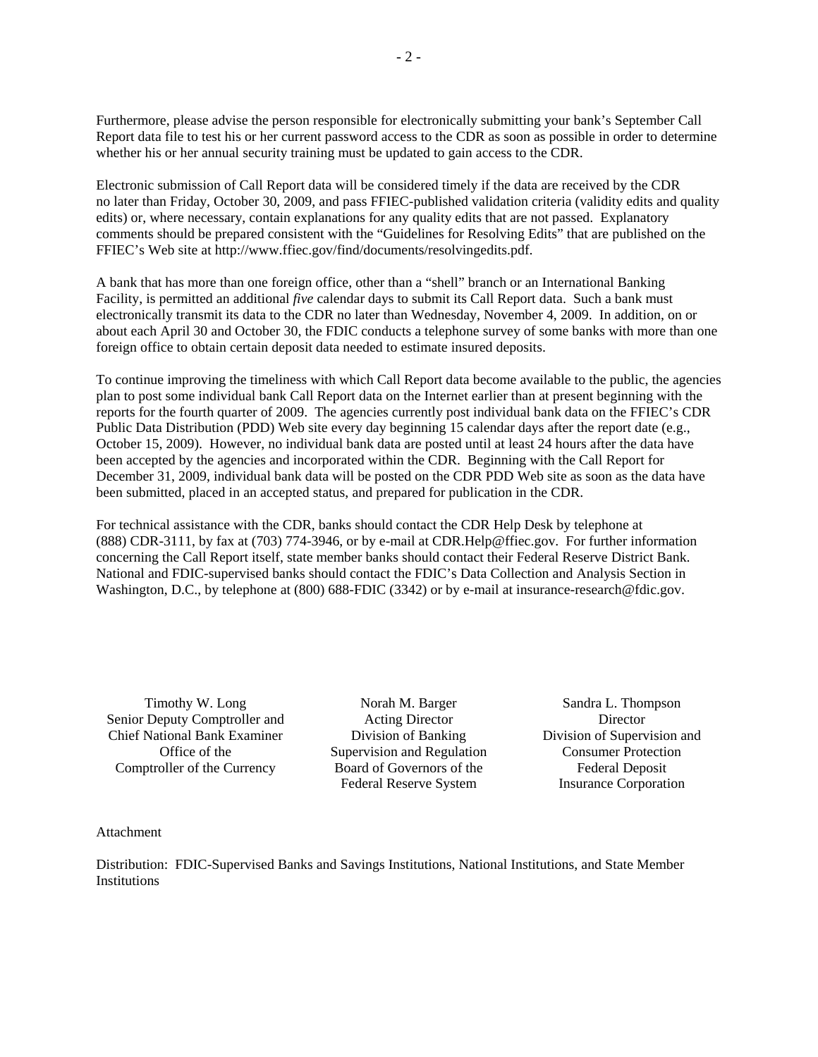Furthermore, please advise the person responsible for electronically submitting your bank's September Call Report data file to test his or her current password access to the CDR as soon as possible in order to determine whether his or her annual security training must be updated to gain access to the CDR.

Electronic submission of Call Report data will be considered timely if the data are received by the CDR no later than Friday, October 30, 2009, and pass FFIEC-published validation criteria (validity edits and quality edits) or, where necessary, contain explanations for any quality edits that are not passed. Explanatory comments should be prepared consistent with the "Guidelines for Resolving Edits" that are published on the FFIEC's Web site at http://www.ffiec.gov/find/documents/resolvingedits.pdf.

A bank that has more than one foreign office, other than a "shell" branch or an International Banking Facility, is permitted an additional *five* calendar days to submit its Call Report data. Such a bank must electronically transmit its data to the CDR no later than Wednesday, November 4, 2009. In addition, on or about each April 30 and October 30, the FDIC conducts a telephone survey of some banks with more than one foreign office to obtain certain deposit data needed to estimate insured deposits.

To continue improving the timeliness with which Call Report data become available to the public, the agencies plan to post some individual bank Call Report data on the Internet earlier than at present beginning with the reports for the fourth quarter of 2009. The agencies currently post individual bank data on the FFIEC's CDR Public Data Distribution (PDD) Web site every day beginning 15 calendar days after the report date (e.g., October 15, 2009). However, no individual bank data are posted until at least 24 hours after the data have been accepted by the agencies and incorporated within the CDR. Beginning with the Call Report for December 31, 2009, individual bank data will be posted on the CDR PDD Web site as soon as the data have been submitted, placed in an accepted status, and prepared for publication in the CDR.

For technical assistance with the CDR, banks should contact the CDR Help Desk by telephone at (888) CDR-3111, by fax at (703) 774-3946, or by e-mail at CDR.Help@ffiec.gov. For further information concerning the Call Report itself, state member banks should contact their Federal Reserve District Bank. National and FDIC-supervised banks should contact the FDIC's Data Collection and Analysis Section in Washington, D.C., by telephone at (800) 688-FDIC (3342) or by e-mail at insurance-research@fdic.gov.

Timothy W. Long
Senior Deputy Comptroller and
Chief National Bank Examiner
Office of the
Comptroller of the Currency

Norah M. Barger
Acting Director
Division of Banking
Supervision and Regulation
Board of Governors of the
Federal Reserve System

Sandra L. Thompson
Director
Division of Supervision and
Consumer Protection
Federal Deposit
Insurance Corporation

Attachment

Distribution: FDIC-Supervised Banks and Savings Institutions, National Institutions, and State Member Institutions